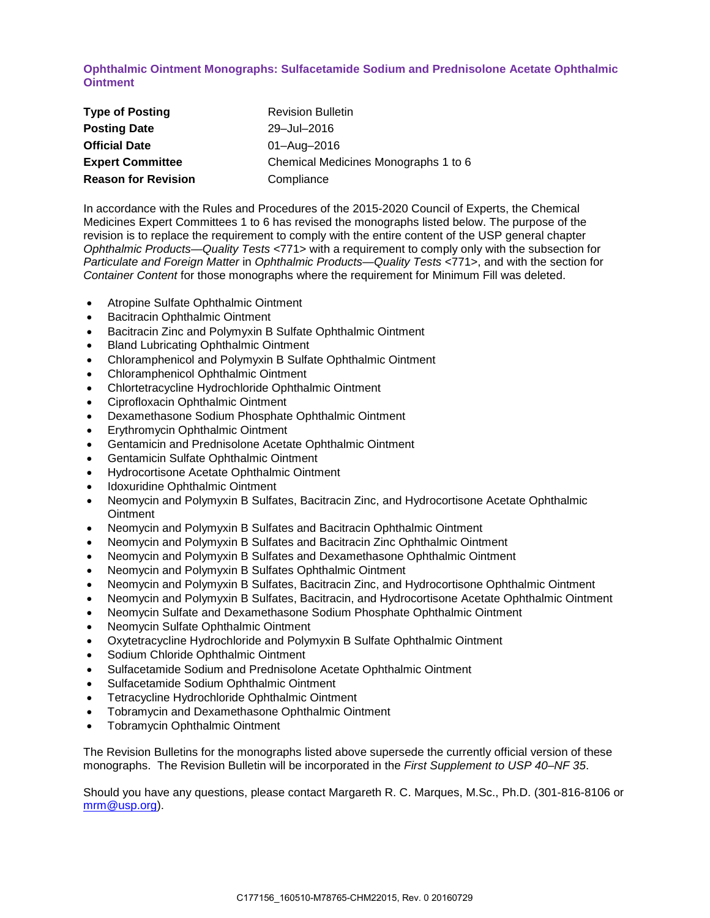## Ophthalmic Ointment Monographs: Sulfacetamide Sodium and Prednisolone Acetate Ophthalmic Ointment

| | |
|---|---|
| **Type of Posting** | Revision Bulletin |
| **Posting Date** | 29–Jul–2016 |
| **Official Date** | 01–Aug–2016 |
| **Expert Committee** | Chemical Medicines Monographs 1 to 6 |
| **Reason for Revision** | Compliance |

In accordance with the Rules and Procedures of the 2015-2020 Council of Experts, the Chemical Medicines Expert Committees 1 to 6 has revised the monographs listed below. The purpose of the revision is to replace the requirement to comply with the entire content of the USP general chapter *Ophthalmic Products—Quality Tests* <771> with a requirement to comply only with the subsection for *Particulate and Foreign Matter* in *Ophthalmic Products—Quality Tests* <771>, and with the section for *Container Content* for those monographs where the requirement for Minimum Fill was deleted.

- Atropine Sulfate Ophthalmic Ointment
- Bacitracin Ophthalmic Ointment
- Bacitracin Zinc and Polymyxin B Sulfate Ophthalmic Ointment
- Bland Lubricating Ophthalmic Ointment
- Chloramphenicol and Polymyxin B Sulfate Ophthalmic Ointment
- Chloramphenicol Ophthalmic Ointment
- Chlortetracycline Hydrochloride Ophthalmic Ointment
- Ciprofloxacin Ophthalmic Ointment
- Dexamethasone Sodium Phosphate Ophthalmic Ointment
- Erythromycin Ophthalmic Ointment
- Gentamicin and Prednisolone Acetate Ophthalmic Ointment
- Gentamicin Sulfate Ophthalmic Ointment
- Hydrocortisone Acetate Ophthalmic Ointment
- Idoxuridine Ophthalmic Ointment
- Neomycin and Polymyxin B Sulfates, Bacitracin Zinc, and Hydrocortisone Acetate Ophthalmic Ointment
- Neomycin and Polymyxin B Sulfates and Bacitracin Ophthalmic Ointment
- Neomycin and Polymyxin B Sulfates and Bacitracin Zinc Ophthalmic Ointment
- Neomycin and Polymyxin B Sulfates and Dexamethasone Ophthalmic Ointment
- Neomycin and Polymyxin B Sulfates Ophthalmic Ointment
- Neomycin and Polymyxin B Sulfates, Bacitracin Zinc, and Hydrocortisone Ophthalmic Ointment
- Neomycin and Polymyxin B Sulfates, Bacitracin, and Hydrocortisone Acetate Ophthalmic Ointment
- Neomycin Sulfate and Dexamethasone Sodium Phosphate Ophthalmic Ointment
- Neomycin Sulfate Ophthalmic Ointment
- Oxytetracycline Hydrochloride and Polymyxin B Sulfate Ophthalmic Ointment
- Sodium Chloride Ophthalmic Ointment
- Sulfacetamide Sodium and Prednisolone Acetate Ophthalmic Ointment
- Sulfacetamide Sodium Ophthalmic Ointment
- Tetracycline Hydrochloride Ophthalmic Ointment
- Tobramycin and Dexamethasone Ophthalmic Ointment
- Tobramycin Ophthalmic Ointment

The Revision Bulletins for the monographs listed above supersede the currently official version of these monographs. The Revision Bulletin will be incorporated in the *First Supplement to USP 40–NF 35*.

Should you have any questions, please contact Margareth R. C. Marques, M.Sc., Ph.D. (301-816-8106 or mrm@usp.org).

C177156_160510-M78765-CHM22015, Rev. 0 20160729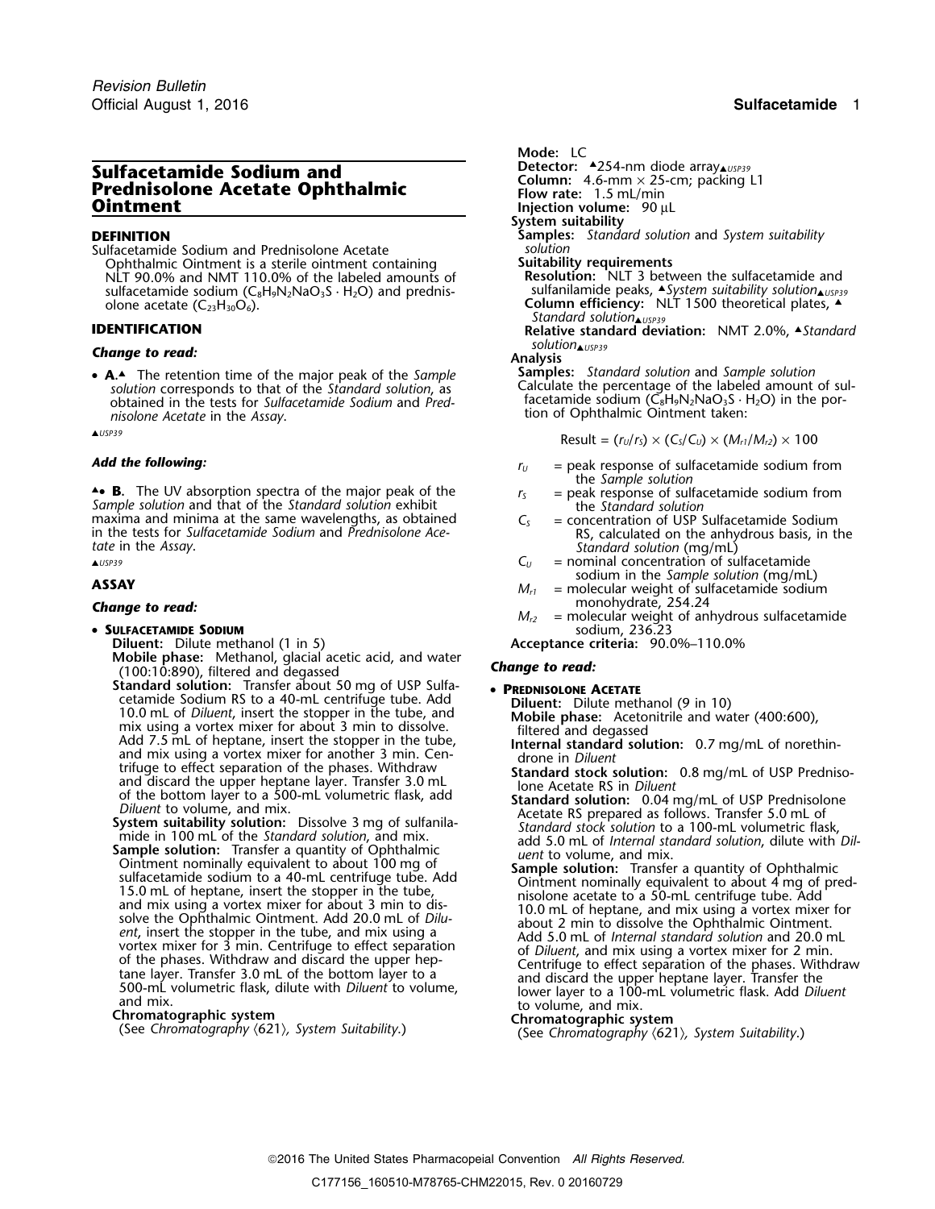# Sulfacetamide Sodium and Prednisolone Acetate Ophthalmic Ointment

## DEFINITION

Sulfacetamide Sodium and Prednisolone Acetate Ophthalmic Ointment is a sterile ointment containing NLT 90.0% and NMT 110.0% of the labeled amounts of sulfacetamide sodium ($C_8H_9N_2NaO_3S \cdot H_2O$) and prednisolone acetate ($C_{23}H_{30}O_6$).

## IDENTIFICATION

***Change to read:***

- **A.**▲ The retention time of the major peak of the *Sample solution* corresponds to that of the *Standard solution*, as obtained in the tests for *Sulfacetamide Sodium* and *Prednisolone Acetate* in the *Assay*.

▲USP39

***Add the following:***

▲• **B.** The UV absorption spectra of the major peak of the *Sample solution* and that of the *Standard solution* exhibit maxima and minima at the same wavelengths, as obtained in the tests for *Sulfacetamide Sodium* and *Prednisolone Acetate* in the *Assay*.

▲USP39

## ASSAY

***Change to read:***

- **Sulfacetamide Sodium**

**Diluent:** Dilute methanol (1 in 5)

**Mobile phase:** Methanol, glacial acetic acid, and water (100:10:890), filtered and degassed

**Standard solution:** Transfer about 50 mg of USP Sulfacetamide Sodium RS to a 40-mL centrifuge tube. Add 10.0 mL of *Diluent*, insert the stopper in the tube, and mix using a vortex mixer for about 3 min to dissolve. Add 7.5 mL of heptane, insert the stopper in the tube, and mix using a vortex mixer for another 3 min. Centrifuge to effect separation of the phases. Withdraw and discard the upper heptane layer. Transfer 3.0 mL of the bottom layer to a 500-mL volumetric flask, add *Diluent* to volume, and mix.

**System suitability solution:** Dissolve 3 mg of sulfanilamide in 100 mL of the *Standard solution*, and mix.

**Sample solution:** Transfer a quantity of Ophthalmic Ointment nominally equivalent to about 100 mg of sulfacetamide sodium to a 40-mL centrifuge tube. Add 15.0 mL of heptane, insert the stopper in the tube, and mix using a vortex mixer for about 3 min to dissolve the Ophthalmic Ointment. Add 20.0 mL of *Diluent*, insert the stopper in the tube, and mix using a vortex mixer for 3 min. Centrifuge to effect separation of the phases. Withdraw and discard the upper heptane layer. Transfer 3.0 mL of the bottom layer to a 500-mL volumetric flask, dilute with *Diluent* to volume, and mix.

**Chromatographic system**

(See *Chromatography* ⟨621⟩, *System Suitability*.)

**Mode:** LC

**Detector:** ▲254-nm diode array▲USP39

**Column:** 4.6-mm × 25-cm; packing L1

**Flow rate:** 1.5 mL/min

**Injection volume:** 90 µL

**System suitability**

**Samples:** *Standard solution* and *System suitability solution*

**Suitability requirements**

**Resolution:** NLT 3 between the sulfacetamide and sulfanilamide peaks, ▲*System suitability solution*▲USP39

**Column efficiency:** NLT 1500 theoretical plates, ▲*Standard solution*▲USP39

**Relative standard deviation:** NMT 2.0%, ▲*Standard solution*▲USP39

**Analysis**

**Samples:** *Standard solution* and *Sample solution*

Calculate the percentage of the labeled amount of sulfacetamide sodium ($C_8H_9N_2NaO_3S \cdot H_2O$) in the portion of Ophthalmic Ointment taken:

$$\text{Result} = (r_U/r_S) \times (C_S/C_U) \times (M_{r1}/M_{r2}) \times 100$$

$r_U$ = peak response of sulfacetamide sodium from the *Sample solution*

$r_S$ = peak response of sulfacetamide sodium from the *Standard solution*

$C_S$ = concentration of USP Sulfacetamide Sodium RS, calculated on the anhydrous basis, in the *Standard solution* (mg/mL)

$C_U$ = nominal concentration of sulfacetamide sodium in the *Sample solution* (mg/mL)

$M_{r1}$ = molecular weight of sulfacetamide sodium monohydrate, 254.24

$M_{r2}$ = molecular weight of anhydrous sulfacetamide sodium, 236.23

**Acceptance criteria:** 90.0%–110.0%

***Change to read:***

- **Prednisolone Acetate**

**Diluent:** Dilute methanol (9 in 10)

**Mobile phase:** Acetonitrile and water (400:600), filtered and degassed

**Internal standard solution:** 0.7 mg/mL of norethindrone in *Diluent*

**Standard stock solution:** 0.8 mg/mL of USP Prednisolone Acetate RS in *Diluent*

**Standard solution:** 0.04 mg/mL of USP Prednisolone Acetate RS prepared as follows. Transfer 5.0 mL of *Standard stock solution* to a 100-mL volumetric flask, add 5.0 mL of *Internal standard solution*, dilute with *Diluent* to volume, and mix.

**Sample solution:** Transfer a quantity of Ophthalmic Ointment nominally equivalent to about 4 mg of prednisolone acetate to a 50-mL centrifuge tube. Add 10.0 mL of heptane, and mix using a vortex mixer for about 2 min to dissolve the Ophthalmic Ointment. Add 5.0 mL of *Internal standard solution* and 20.0 mL of *Diluent*, and mix using a vortex mixer for 2 min. Centrifuge to effect separation of the phases. Withdraw and discard the upper heptane layer. Transfer the lower layer to a 100-mL volumetric flask. Add *Diluent* to volume, and mix.

**Chromatographic system**

(See *Chromatography* ⟨621⟩, *System Suitability*.)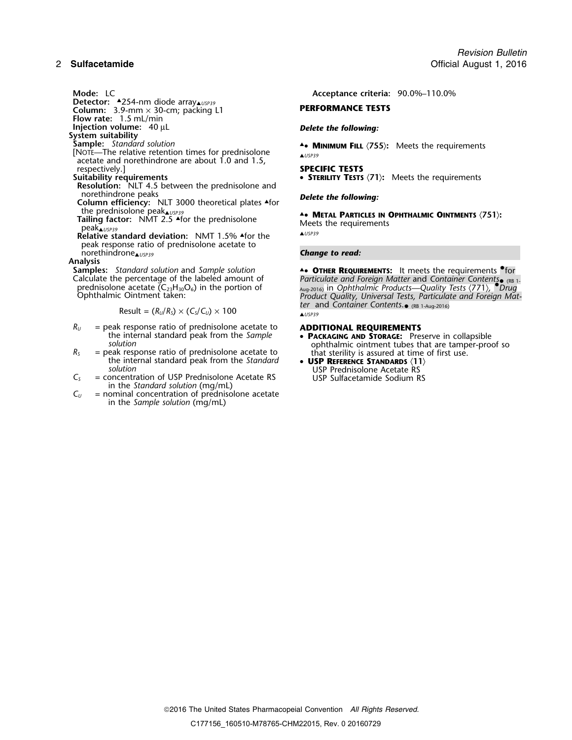**Mode:** LC
**Detector:** ▲254-nm diode array▲USP39
**Column:** 3.9-mm × 30-cm; packing L1
**Flow rate:** 1.5 mL/min
**Injection volume:** 40 µL

**System suitability**

**Sample:** *Standard solution*

[NOTE—The relative retention times for prednisolone acetate and norethindrone are about 1.0 and 1.5, respectively.]

**Suitability requirements**

**Resolution:** NLT 4.5 between the prednisolone and norethindrone peaks

**Column efficiency:** NLT 3000 theoretical plates ▲for the prednisolone peak▲USP39

**Tailing factor:** NMT 2.5 ▲for the prednisolone peak▲USP39

**Relative standard deviation:** NMT 1.5% ▲for the peak response ratio of prednisolone acetate to norethindrone▲USP39

**Analysis**

**Samples:** *Standard solution* and *Sample solution*

Calculate the percentage of the labeled amount of prednisolone acetate ($C_{23}H_{30}O_6$) in the portion of Ophthalmic Ointment taken:

$$\text{Result} = (R_U/R_S) \times (C_S/C_U) \times 100$$

$R_U$ = peak response ratio of prednisolone acetate to the internal standard peak from the *Sample solution*

$R_S$ = peak response ratio of prednisolone acetate to the internal standard peak from the *Standard solution*

$C_S$ = concentration of USP Prednisolone Acetate RS in the *Standard solution* (mg/mL)

$C_U$ = nominal concentration of prednisolone acetate in the *Sample solution* (mg/mL)

**Acceptance criteria:** 90.0%–110.0%

## PERFORMANCE TESTS

***Delete the following:***

▲• **MINIMUM FILL** ⟨755⟩**:** Meets the requirements
▲USP39

## SPECIFIC TESTS

• **STERILITY TESTS** ⟨71⟩**:** Meets the requirements

***Delete the following:***

▲• **METAL PARTICLES IN OPHTHALMIC OINTMENTS** ⟨751⟩**:** Meets the requirements
▲USP39

***Change to read:***

▲• **OTHER REQUIREMENTS:** It meets the requirements •for *Particulate and Foreign Matter* and *Container Contents*• (RB 1-Aug-2016) in *Ophthalmic Products—Quality Tests* ⟨771⟩, •*Drug Product Quality, Universal Tests, Particulate and Foreign Matter* and *Container Contents*.• (RB 1-Aug-2016)
▲USP39

## ADDITIONAL REQUIREMENTS

- **PACKAGING AND STORAGE:** Preserve in collapsible ophthalmic ointment tubes that are tamper-proof so that sterility is assured at time of first use.
- **USP REFERENCE STANDARDS** ⟨11⟩
  USP Prednisolone Acetate RS
  USP Sulfacetamide Sodium RS